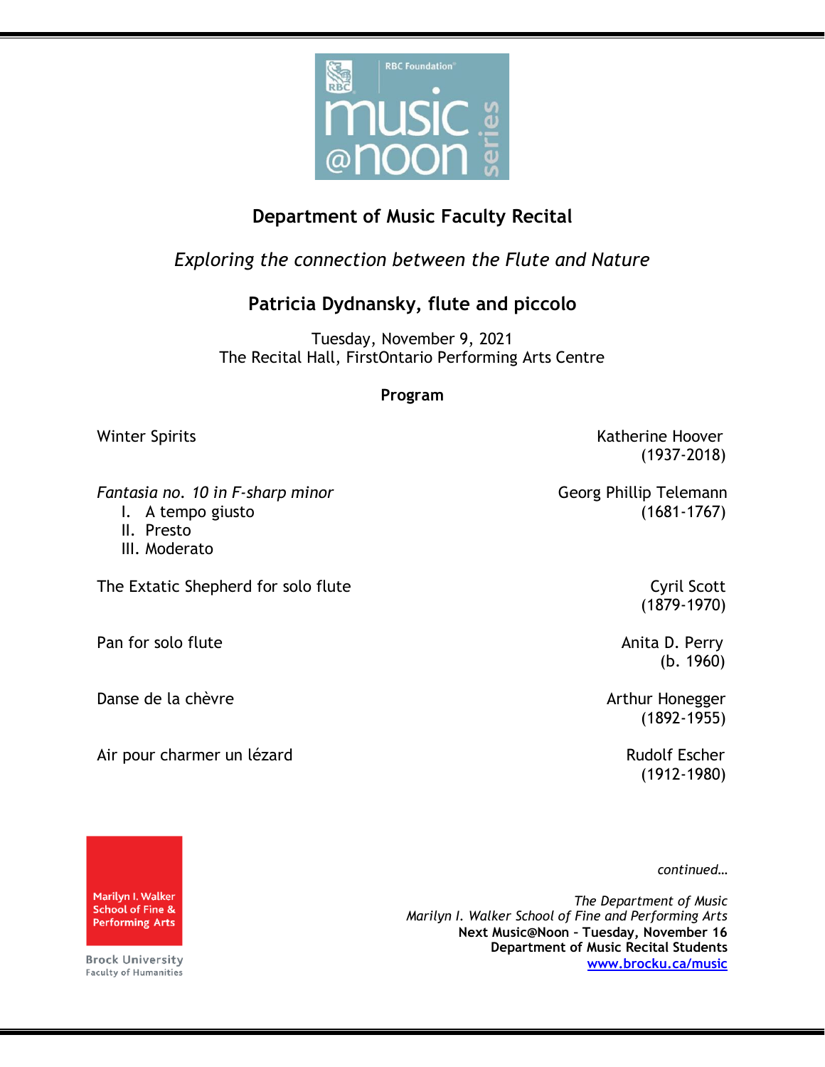# Department of Music Faculty Recital

*Exploring the connection between the Flute and Nature*

## Patricia Dydnansky, flute and piccolo

Tuesday, November 9, 2021
The Recital Hall, FirstOntario Performing Arts Centre

### Program

Winter Spirits — Katherine Hoover (1937-2018)

*Fantasia no. 10 in F-sharp minor* — Georg Phillip Telemann (1681-1767)

I. A tempo giusto
II. Presto
III. Moderato

The Extatic Shepherd for solo flute — Cyril Scott (1879-1970)

Pan for solo flute — Anita D. Perry (b. 1960)

Danse de la chèvre — Arthur Honegger (1892-1955)

Air pour charmer un lézard — Rudolf Escher (1912-1980)

*continued…*

*The Department of Music*
*Marilyn I. Walker School of Fine and Performing Arts*
**Next Music@Noon – Tuesday, November 16**
**Department of Music Recital Students**
[www.brocku.ca/music](www.brocku.ca/music)

Marilyn I. Walker School of Fine & Performing Arts
Brock University
Faculty of Humanities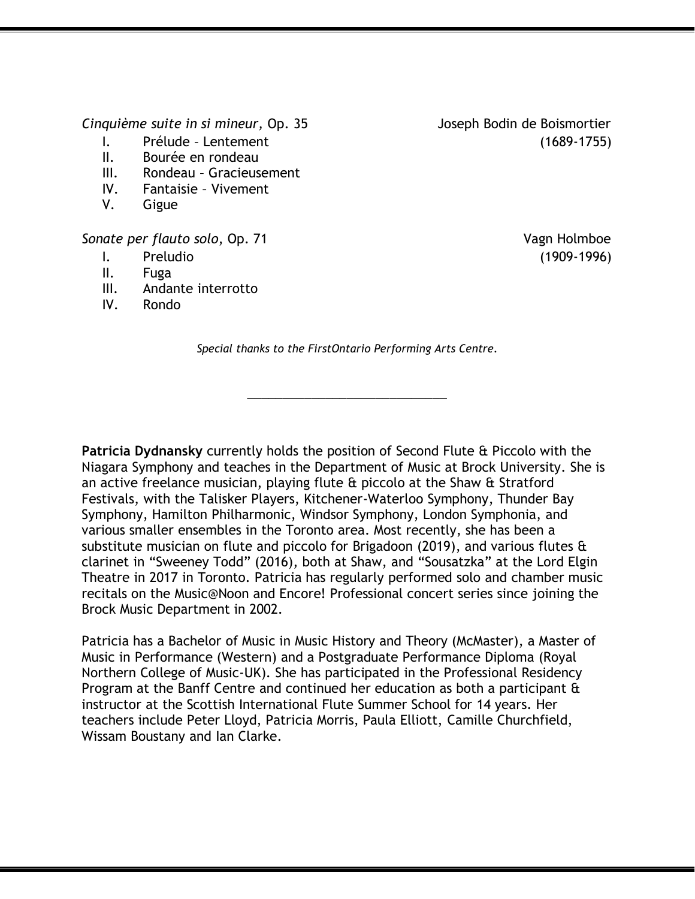*Cinquième suite in si mineur*, Op. 35 — Joseph Bodin de Boismortier (1689-1755)

I. Prélude – Lentement
II. Bourée en rondeau
III. Rondeau – Gracieusement
IV. Fantaisie – Vivement
V. Gigue

*Sonate per flauto solo*, Op. 71 — Vagn Holmboe (1909-1996)

I. Preludio
II. Fuga
III. Andante interrotto
IV. Rondo

*Special thanks to the FirstOntario Performing Arts Centre.*

---

**Patricia Dydnansky** currently holds the position of Second Flute & Piccolo with the Niagara Symphony and teaches in the Department of Music at Brock University. She is an active freelance musician, playing flute & piccolo at the Shaw & Stratford Festivals, with the Talisker Players, Kitchener-Waterloo Symphony, Thunder Bay Symphony, Hamilton Philharmonic, Windsor Symphony, London Symphonia, and various smaller ensembles in the Toronto area. Most recently, she has been a substitute musician on flute and piccolo for Brigadoon (2019), and various flutes & clarinet in "Sweeney Todd" (2016), both at Shaw, and "Sousatzka" at the Lord Elgin Theatre in 2017 in Toronto. Patricia has regularly performed solo and chamber music recitals on the Music@Noon and Encore! Professional concert series since joining the Brock Music Department in 2002.

Patricia has a Bachelor of Music in Music History and Theory (McMaster), a Master of Music in Performance (Western) and a Postgraduate Performance Diploma (Royal Northern College of Music-UK). She has participated in the Professional Residency Program at the Banff Centre and continued her education as both a participant & instructor at the Scottish International Flute Summer School for 14 years. Her teachers include Peter Lloyd, Patricia Morris, Paula Elliott, Camille Churchfield, Wissam Boustany and Ian Clarke.